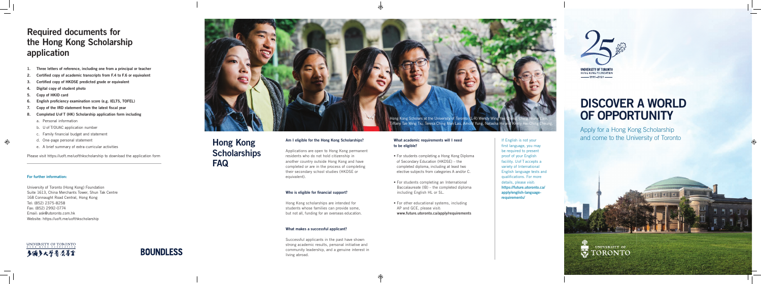## Required documents for the Hong Kong Scholarship application

1. **Three letters of reference, including one from a principal or teacher**
2. **Certified copy of academic transcripts from F.4 to F.6 or equivalent**
3. **Certified copy of HKDSE predicted grade or equivalent**
4. **Digital copy of student photo**
5. **Copy of HKID card**
6. **English proficiency examination score (e.g. IELTS, TOFEL)**
7. **Copy of the IRD statement from the latest fiscal year**
8. **Completed U of T (HK) Scholarship application form including**
   a. Personal information
   b. U of T/OUAC application number
   c. Family financial budget and statement
   d. One-page personal statement
   e. A brief summary of extra-curricular activities

Please visit https://uoft.me/uofthkscholarship to download the application form

**For further information:**

University of Toronto (Hong Kong) Foundation
Suite 1613, China Merchants Tower, Shun Tak Centre
168 Connaught Road Central, Hong Kong
Tel: (852) 2375-8258
Fax: (852) 2992-0774
Email: ask@utoronto.com.hk
Website: https://uoft.me/uofthkscholarship

UNIVERSITY OF TORONTO HONG KONG FOUNDATION
多倫多大學香港基金

**BOUNDLESS**

Hong Kong Scholars at the University of Toronto: (L-R) Wendy Wing Yee Chong, Chris Yeung Lam, Tiffany Tze Wing Tiu, Teresa Ching Man Lau, Arnold Yung, Natasha Ho and Kristy Hei Ching Cheung.

## Hong Kong Scholarships FAQ

**Am I eligible for the Hong Kong Scholarships?**

Applications are open to Hong Kong permanent residents who do not hold citizenship in another country outside Hong Kong and have completed or are in the process of completing their secondary school studies (HKDSE or equivalent).

**Who is eligible for financial support?**

Hong Kong scholarships are intended for students whose families can provide some, but not all, funding for an overseas education.

**What makes a successful applicant?**

Successful applicants in the past have shown strong academic results, personal initiative and community leadership, and a genuine interest in living abroad.

**What academic requirements will I need to be eligible?**

- For students completing a Hong Kong Diploma of Secondary Education (HKDSE) – the completed diploma, including at least two elective subjects from categories A and/or C.
- For students completing an International Baccalaureate (IB) – the completed diploma including English HL or SL.
- For other educational systems, including AP and GCE, please visit: **www.future.utoronto.ca/apply/requirements**

If English is not your first language, you may be required to present proof of your English facility. U of T accepts a variety of International English language tests and qualifications. For more details, please visit: **https://future.utoronto.ca/apply/english-language-requirements/**

25
UNIVERSITY OF TORONTO HONG KONG FOUNDATION
1995–2020

# DISCOVER A WORLD OF OPPORTUNITY

Apply for a Hong Kong Scholarship and come to the University of Toronto

UNIVERSITY OF TORONTO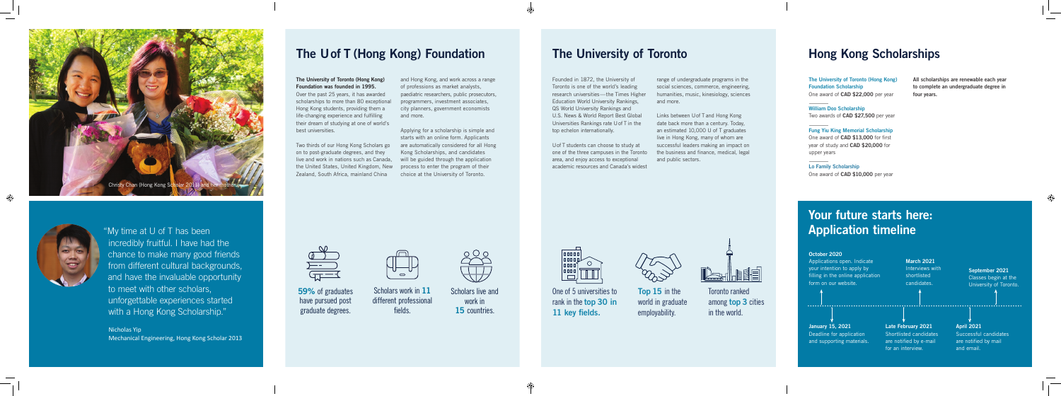Christy Chan (Hong Kong Scholar 2011) and her mother

"My time at U of T has been incredibly fruitful. I have had the chance to make many good friends from different cultural backgrounds, and have the invaluable opportunity to meet with other scholars, unforgettable experiences started with a Hong Kong Scholarship."

Nicholas Yip
Mechanical Engineering, Hong Kong Scholar 2013

## The U of T (Hong Kong) Foundation

**The University of Toronto (Hong Kong) Foundation was founded in 1995.** Over the past 25 years, it has awarded scholarships to more than 80 exceptional Hong Kong students, providing them a life-changing experience and fulfilling their dream of studying at one of world's best universities.

Two thirds of our Hong Kong Scholars go on to post-graduate degrees, and they live and work in nations such as Canada, the United States, United Kingdom, New Zealand, South Africa, mainland China and Hong Kong, and work across a range of professions as market analysts, paediatric researchers, public prosecutors, programmers, investment associates, city planners, government economists and more.

Applying for a scholarship is simple and starts with an online form. Applicants are automatically considered for all Hong Kong Scholarships, and candidates will be guided through the application process to enter the program of their choice at the University of Toronto.

**59%** of graduates have pursued post graduate degrees.

Scholars work in **11** different professional fields.

Scholars live and work in **15** countries.

## The University of Toronto

Founded in 1872, the University of Toronto is one of the world's leading research universities—the Times Higher Education World University Rankings, QS World University Rankings and U.S. News & World Report Best Global Universities Rankings rate U of T in the top echelon internationally.

U of T students can choose to study at one of the three campuses in the Toronto area, and enjoy access to exceptional academic resources and Canada's widest range of undergraduate programs in the social sciences, commerce, engineering, humanities, music, kinesiology, sciences and more.

Links between U of T and Hong Kong date back more than a century. Today, an estimated 10,000 U of T graduates live in Hong Kong, many of whom are successful leaders making an impact on the business and finance, medical, legal and public sectors.

One of 5 universities to rank in the **top 30 in 11 key fields.**

**Top 15** in the world in graduate employability.

Toronto ranked among **top 3** cities in the world.

## Hong Kong Scholarships

**The University of Toronto (Hong Kong) Foundation Scholarship**
One award of **CAD $22,000** per year

**William Doo Scholarship**
Two awards of **CAD $27,500** per year

**Fung Yiu King Memorial Scholarship**
One award of **CAD $13,000** for first year of study and **CAD $20,000** for upper years

**Lo Family Scholarship**
One award of **CAD $10,000** per year

**All scholarships are renewable each year to complete an undergraduate degree in four years.**

## Your future starts here: Application timeline

**October 2020**
Applications open. Indicate your intention to apply by filling in the online application form on our website.

**January 15, 2021**
Deadline for application and supporting materials.

**Late February 2021**
Shortlisted candidates are notified by e-mail for an interview.

**March 2021**
Interviews with shortlisted candidates.

**April 2021**
Successful candidates are notified by mail and email.

**September 2021**
Classes begin at the University of Toronto.